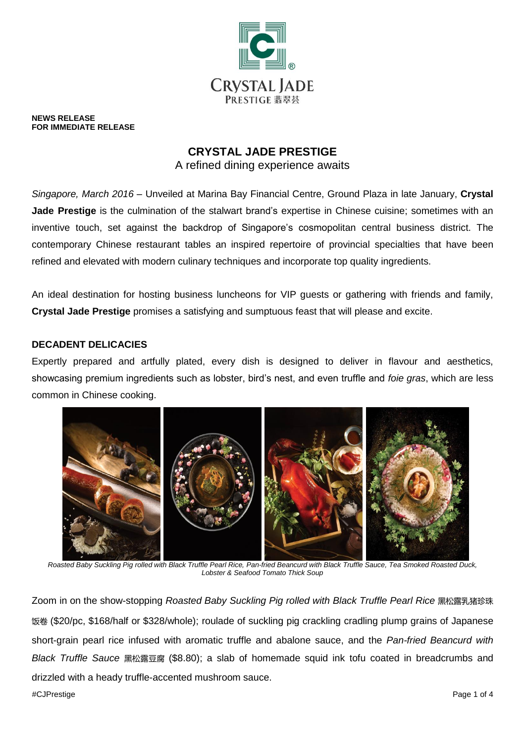**NEWS RELEASE**
**FOR IMMEDIATE RELEASE**

# CRYSTAL JADE PRESTIGE

A refined dining experience awaits

*Singapore, March 2016* – Unveiled at Marina Bay Financial Centre, Ground Plaza in late January, **Crystal Jade Prestige** is the culmination of the stalwart brand's expertise in Chinese cuisine; sometimes with an inventive touch, set against the backdrop of Singapore's cosmopolitan central business district. The contemporary Chinese restaurant tables an inspired repertoire of provincial specialties that have been refined and elevated with modern culinary techniques and incorporate top quality ingredients.

An ideal destination for hosting business luncheons for VIP guests or gathering with friends and family, **Crystal Jade Prestige** promises a satisfying and sumptuous feast that will please and excite.

## DECADENT DELICACIES

Expertly prepared and artfully plated, every dish is designed to deliver in flavour and aesthetics, showcasing premium ingredients such as lobster, bird's nest, and even truffle and *foie gras*, which are less common in Chinese cooking.

*Roasted Baby Suckling Pig rolled with Black Truffle Pearl Rice, Pan-fried Beancurd with Black Truffle Sauce, Tea Smoked Roasted Duck, Lobster & Seafood Tomato Thick Soup*

Zoom in on the show-stopping *Roasted Baby Suckling Pig rolled with Black Truffle Pearl Rice* 黑松露乳猪珍珠饭卷 ($20/pc, $168/half or $328/whole); roulade of suckling pig crackling cradling plump grains of Japanese short-grain pearl rice infused with aromatic truffle and abalone sauce, and the *Pan-fried Beancurd with Black Truffle Sauce* 黑松露豆腐 ($8.80); a slab of homemade squid ink tofu coated in breadcrumbs and drizzled with a heady truffle-accented mushroom sauce.

#CJPrestige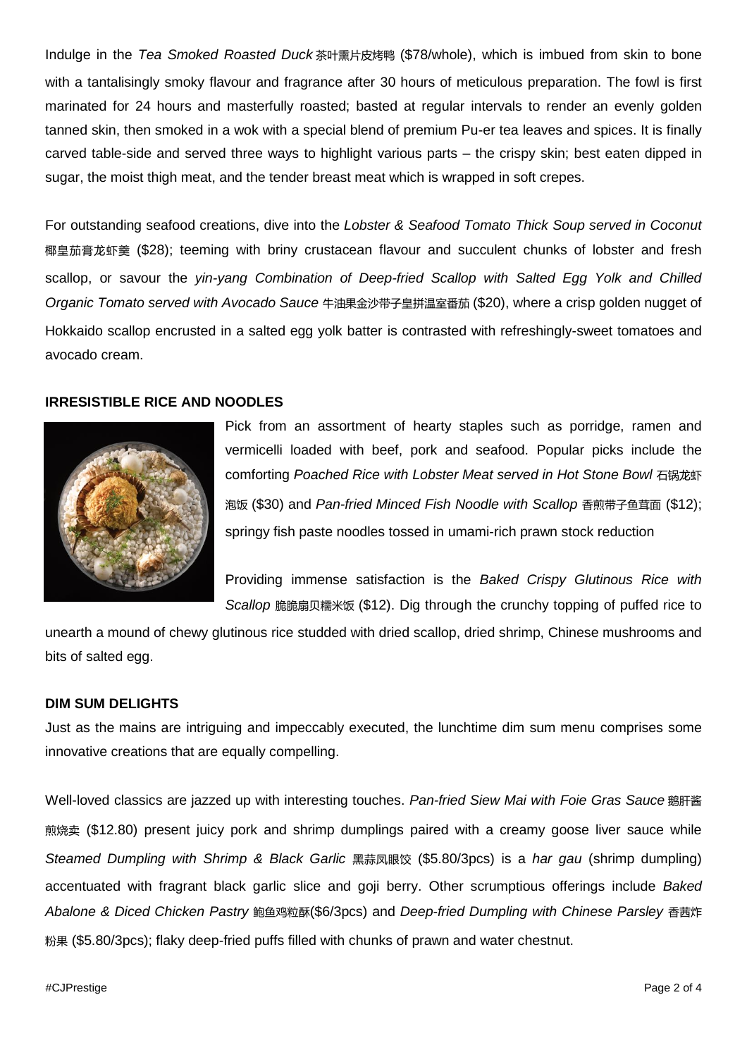Indulge in the *Tea Smoked Roasted Duck* 茶叶熏片皮烤鸭 ($78/whole), which is imbued from skin to bone with a tantalisingly smoky flavour and fragrance after 30 hours of meticulous preparation. The fowl is first marinated for 24 hours and masterfully roasted; basted at regular intervals to render an evenly golden tanned skin, then smoked in a wok with a special blend of premium Pu-er tea leaves and spices. It is finally carved table-side and served three ways to highlight various parts – the crispy skin; best eaten dipped in sugar, the moist thigh meat, and the tender breast meat which is wrapped in soft crepes.

For outstanding seafood creations, dive into the *Lobster & Seafood Tomato Thick Soup served in Coconut* 椰皇茄膏龙虾羹 ($28); teeming with briny crustacean flavour and succulent chunks of lobster and fresh scallop, or savour the *yin-yang Combination of Deep-fried Scallop with Salted Egg Yolk and Chilled Organic Tomato served with Avocado Sauce* 牛油果金沙带子皇拼温室番茄 ($20), where a crisp golden nugget of Hokkaido scallop encrusted in a salted egg yolk batter is contrasted with refreshingly-sweet tomatoes and avocado cream.

**IRRESISTIBLE RICE AND NOODLES**

Pick from an assortment of hearty staples such as porridge, ramen and vermicelli loaded with beef, pork and seafood. Popular picks include the comforting *Poached Rice with Lobster Meat served in Hot Stone Bowl* 石锅龙虾泡饭 ($30) and *Pan-fried Minced Fish Noodle with Scallop* 香煎带子鱼茸面 ($12); springy fish paste noodles tossed in umami-rich prawn stock reduction

Providing immense satisfaction is the *Baked Crispy Glutinous Rice with Scallop* 脆脆扇贝糯米饭 ($12). Dig through the crunchy topping of puffed rice to unearth a mound of chewy glutinous rice studded with dried scallop, dried shrimp, Chinese mushrooms and bits of salted egg.

**DIM SUM DELIGHTS**

Just as the mains are intriguing and impeccably executed, the lunchtime dim sum menu comprises some innovative creations that are equally compelling.

Well-loved classics are jazzed up with interesting touches. *Pan-fried Siew Mai with Foie Gras Sauce* 鹅肝酱煎烧卖 ($12.80) present juicy pork and shrimp dumplings paired with a creamy goose liver sauce while *Steamed Dumpling with Shrimp & Black Garlic* 黑蒜凤眼饺 ($5.80/3pcs) is a *har gau* (shrimp dumpling) accentuated with fragrant black garlic slice and goji berry. Other scrumptious offerings include *Baked Abalone & Diced Chicken Pastry* 鲍鱼鸡粒酥($6/3pcs) and *Deep-fried Dumpling with Chinese Parsley* 香茜炸粉果 ($5.80/3pcs); flaky deep-fried puffs filled with chunks of prawn and water chestnut.

#CJPrestige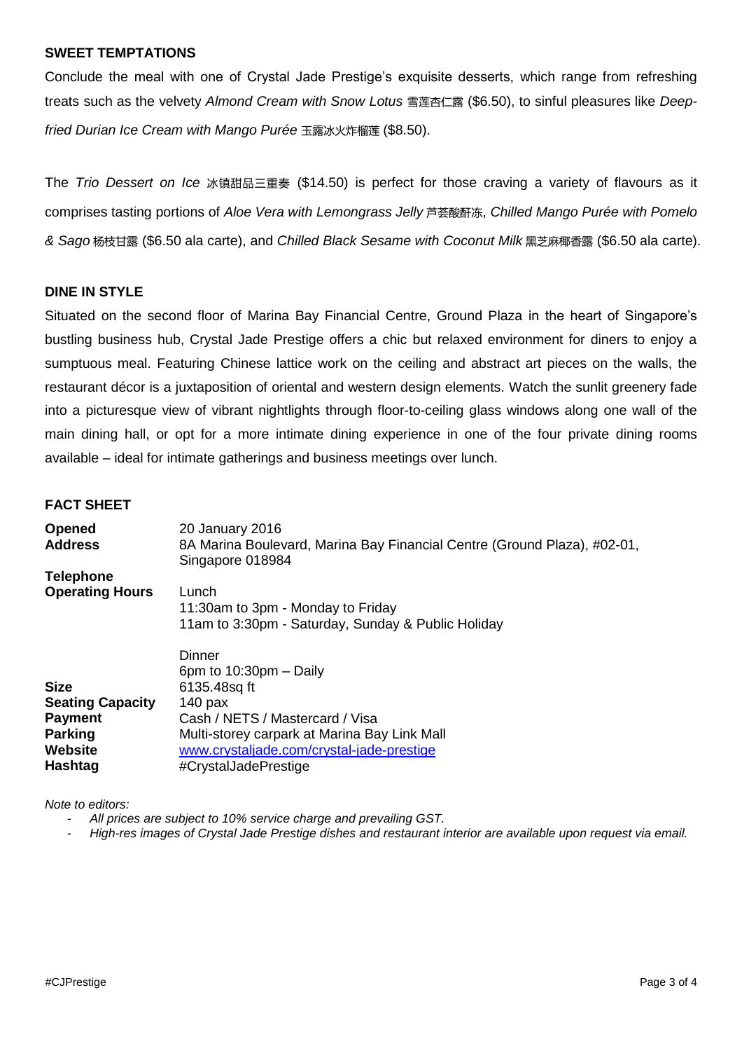## SWEET TEMPTATIONS

Conclude the meal with one of Crystal Jade Prestige's exquisite desserts, which range from refreshing treats such as the velvety *Almond Cream with Snow Lotus* 雪莲杏仁露 ($6.50), to sinful pleasures like *Deep-fried Durian Ice Cream with Mango Purée* 玉露冰火炸榴莲 ($8.50).

The *Trio Dessert on Ice* 冰镇甜品三重奏 ($14.50) is perfect for those craving a variety of flavours as it comprises tasting portions of *Aloe Vera with Lemongrass Jelly* 芦荟酸酐冻, *Chilled Mango Purée with Pomelo & Sago* 杨枝甘露 ($6.50 ala carte), and *Chilled Black Sesame with Coconut Milk* 黑芝麻椰香露 ($6.50 ala carte).

## DINE IN STYLE

Situated on the second floor of Marina Bay Financial Centre, Ground Plaza in the heart of Singapore's bustling business hub, Crystal Jade Prestige offers a chic but relaxed environment for diners to enjoy a sumptuous meal. Featuring Chinese lattice work on the ceiling and abstract art pieces on the walls, the restaurant décor is a juxtaposition of oriental and western design elements. Watch the sunlit greenery fade into a picturesque view of vibrant nightlights through floor-to-ceiling glass windows along one wall of the main dining hall, or opt for a more intimate dining experience in one of the four private dining rooms available – ideal for intimate gatherings and business meetings over lunch.

## FACT SHEET

| | |
|---|---|
| **Opened** | 20 January 2016 |
| **Address** | 8A Marina Boulevard, Marina Bay Financial Centre (Ground Plaza), #02-01, Singapore 018984 |
| **Telephone** | |
| **Operating Hours** | Lunch<br>11:30am to 3pm - Monday to Friday<br>11am to 3:30pm - Saturday, Sunday & Public Holiday<br><br>Dinner<br>6pm to 10:30pm – Daily |
| **Size** | 6135.48sq ft |
| **Seating Capacity** | 140 pax |
| **Payment** | Cash / NETS / Mastercard / Visa |
| **Parking** | Multi-storey carpark at Marina Bay Link Mall |
| **Website** | www.crystaljade.com/crystal-jade-prestige |
| **Hashtag** | #CrystalJadePrestige |

*Note to editors:*

- *All prices are subject to 10% service charge and prevailing GST.*
- *High-res images of Crystal Jade Prestige dishes and restaurant interior are available upon request via email.*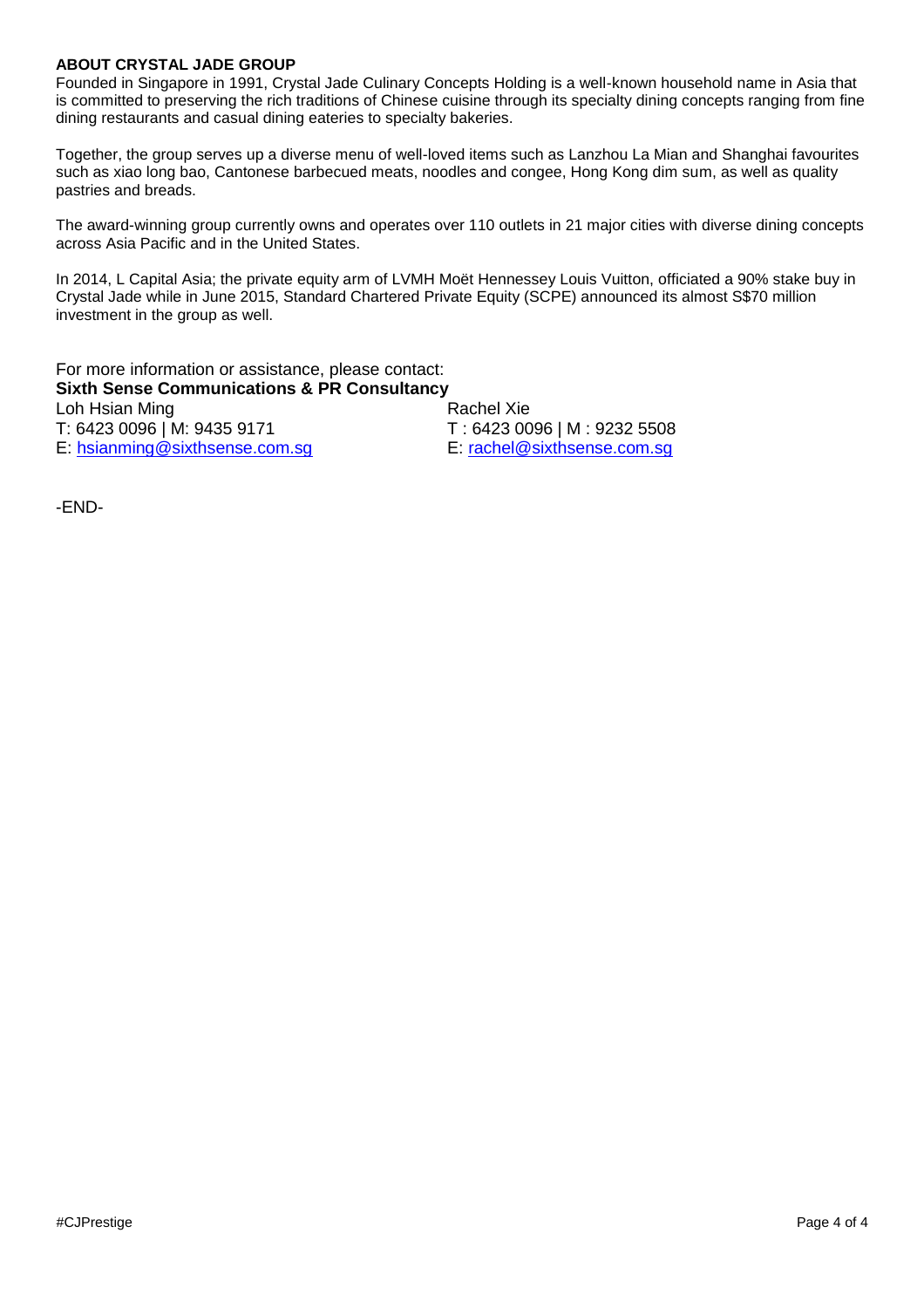**ABOUT CRYSTAL JADE GROUP**

Founded in Singapore in 1991, Crystal Jade Culinary Concepts Holding is a well-known household name in Asia that is committed to preserving the rich traditions of Chinese cuisine through its specialty dining concepts ranging from fine dining restaurants and casual dining eateries to specialty bakeries.

Together, the group serves up a diverse menu of well-loved items such as Lanzhou La Mian and Shanghai favourites such as xiao long bao, Cantonese barbecued meats, noodles and congee, Hong Kong dim sum, as well as quality pastries and breads.

The award-winning group currently owns and operates over 110 outlets in 21 major cities with diverse dining concepts across Asia Pacific and in the United States.

In 2014, L Capital Asia; the private equity arm of LVMH Moët Hennessey Louis Vuitton, officiated a 90% stake buy in Crystal Jade while in June 2015, Standard Chartered Private Equity (SCPE) announced its almost S$70 million investment in the group as well.

For more information or assistance, please contact:

**Sixth Sense Communications & PR Consultancy**

Loh Hsian Ming
T: 6423 0096 | M: 9435 9171
E: hsianming@sixthsense.com.sg

Rachel Xie
T : 6423 0096 | M : 9232 5508
E: rachel@sixthsense.com.sg

-END-

#CJPrestige